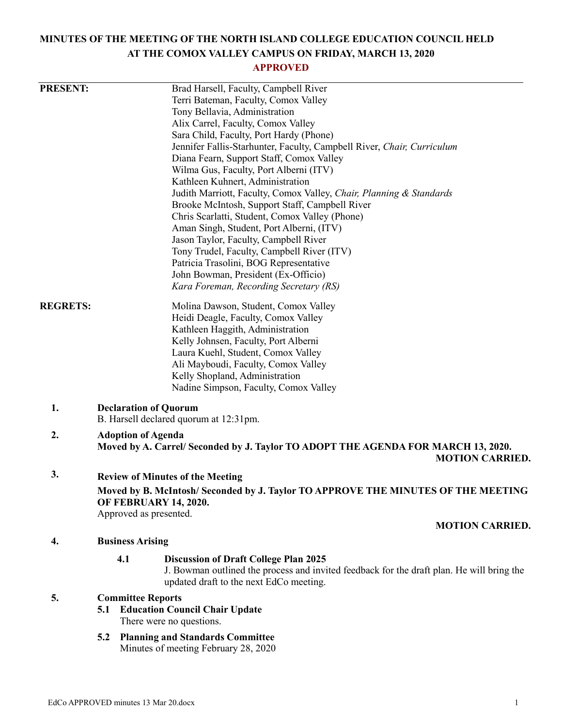# MINUTES OF THE MEETING OF THE NORTH ISLAND COLLEGE EDUCATION COUNCIL HELD AT THE COMOX VALLEY CAMPUS ON FRIDAY, MARCH 13, 2020

**APPROVED**

---

**PRESENT:**

Brad Harsell, Faculty, Campbell River
Terri Bateman, Faculty, Comox Valley
Tony Bellavia, Administration
Alix Carrel, Faculty, Comox Valley
Sara Child, Faculty, Port Hardy (Phone)
Jennifer Fallis-Starhunter, Faculty, Campbell River, *Chair, Curriculum*
Diana Fearn, Support Staff, Comox Valley
Wilma Gus, Faculty, Port Alberni (ITV)
Kathleen Kuhnert, Administration
Judith Marriott, Faculty, Comox Valley, *Chair, Planning & Standards*
Brooke McIntosh, Support Staff, Campbell River
Chris Scarlatti, Student, Comox Valley (Phone)
Aman Singh, Student, Port Alberni, (ITV)
Jason Taylor, Faculty, Campbell River
Tony Trudel, Faculty, Campbell River (ITV)
Patricia Trasolini, BOG Representative
John Bowman, President (Ex-Officio)
*Kara Foreman, Recording Secretary (RS)*

**REGRETS:**

Molina Dawson, Student, Comox Valley
Heidi Deagle, Faculty, Comox Valley
Kathleen Haggith, Administration
Kelly Johnsen, Faculty, Port Alberni
Laura Kuehl, Student, Comox Valley
Ali Mayboudi, Faculty, Comox Valley
Kelly Shopland, Administration
Nadine Simpson, Faculty, Comox Valley

**1. Declaration of Quorum**

B. Harsell declared quorum at 12:31pm.

**2. Adoption of Agenda**

**Moved by A. Carrel/ Seconded by J. Taylor TO ADOPT THE AGENDA FOR MARCH 13, 2020.**

**MOTION CARRIED.**

**3. Review of Minutes of the Meeting**

**Moved by B. McIntosh/ Seconded by J. Taylor TO APPROVE THE MINUTES OF THE MEETING OF FEBRUARY 14, 2020.**

Approved as presented.

**MOTION CARRIED.**

**4. Business Arising**

**4.1 Discussion of Draft College Plan 2025**

J. Bowman outlined the process and invited feedback for the draft plan. He will bring the updated draft to the next EdCo meeting.

**5. Committee Reports**

**5.1 Education Council Chair Update**

There were no questions.

**5.2 Planning and Standards Committee**

Minutes of meeting February 28, 2020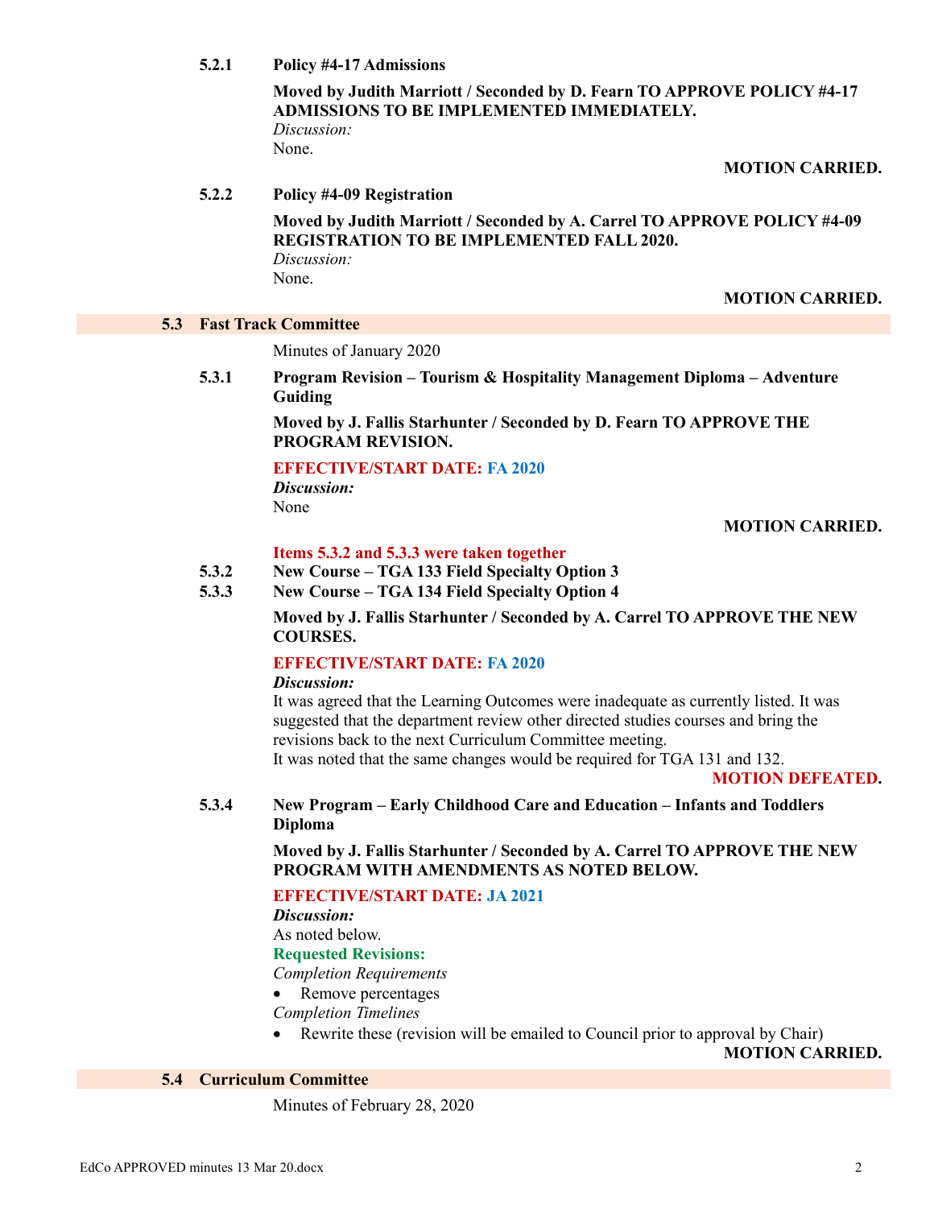**5.2.1 Policy #4-17 Admissions**

**Moved by Judith Marriott / Seconded by D. Fearn TO APPROVE POLICY #4-17 ADMISSIONS TO BE IMPLEMENTED IMMEDIATELY.**

*Discussion:*

None.

**MOTION CARRIED.**

**5.2.2 Policy #4-09 Registration**

**Moved by Judith Marriott / Seconded by A. Carrel TO APPROVE POLICY #4-09 REGISTRATION TO BE IMPLEMENTED FALL 2020.**

*Discussion:*

None.

**MOTION CARRIED.**

## 5.3 Fast Track Committee

Minutes of January 2020

**5.3.1 Program Revision – Tourism & Hospitality Management Diploma – Adventure Guiding**

**Moved by J. Fallis Starhunter / Seconded by D. Fearn TO APPROVE THE PROGRAM REVISION.**

**EFFECTIVE/START DATE: FA 2020**

***Discussion:***

None

**MOTION CARRIED.**

**Items 5.3.2 and 5.3.3 were taken together**

**5.3.2 New Course – TGA 133 Field Specialty Option 3**

**5.3.3 New Course – TGA 134 Field Specialty Option 4**

**Moved by J. Fallis Starhunter / Seconded by A. Carrel TO APPROVE THE NEW COURSES.**

**EFFECTIVE/START DATE: FA 2020**

***Discussion:***

It was agreed that the Learning Outcomes were inadequate as currently listed. It was suggested that the department review other directed studies courses and bring the revisions back to the next Curriculum Committee meeting.

It was noted that the same changes would be required for TGA 131 and 132.

**MOTION DEFEATED.**

**5.3.4 New Program – Early Childhood Care and Education – Infants and Toddlers Diploma**

**Moved by J. Fallis Starhunter / Seconded by A. Carrel TO APPROVE THE NEW PROGRAM WITH AMENDMENTS AS NOTED BELOW.**

**EFFECTIVE/START DATE: JA 2021**

***Discussion:***

As noted below.

**Requested Revisions:**

*Completion Requirements*

- Remove percentages

*Completion Timelines*

- Rewrite these (revision will be emailed to Council prior to approval by Chair)

**MOTION CARRIED.**

## 5.4 Curriculum Committee

Minutes of February 28, 2020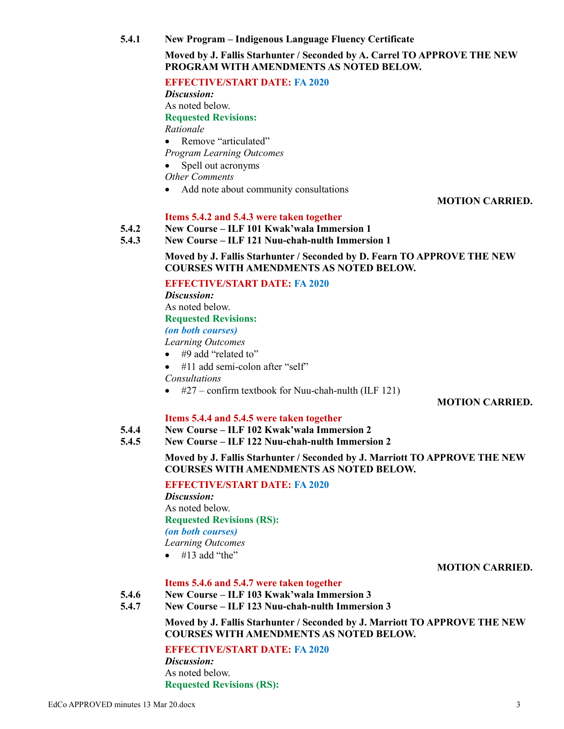**5.4.1 New Program – Indigenous Language Fluency Certificate**

**Moved by J. Fallis Starhunter / Seconded by A. Carrel TO APPROVE THE NEW PROGRAM WITH AMENDMENTS AS NOTED BELOW.**

**EFFECTIVE/START DATE: FA 2020**

***Discussion:***

As noted below.

**Requested Revisions:**

*Rationale*

- Remove "articulated"

*Program Learning Outcomes*

- Spell out acronyms

*Other Comments*

- Add note about community consultations

**MOTION CARRIED.**

**Items 5.4.2 and 5.4.3 were taken together**

**5.4.2 New Course – ILF 101 Kwak'wala Immersion 1**

**5.4.3 New Course – ILF 121 Nuu-chah-nulth Immersion 1**

**Moved by J. Fallis Starhunter / Seconded by D. Fearn TO APPROVE THE NEW COURSES WITH AMENDMENTS AS NOTED BELOW.**

**EFFECTIVE/START DATE: FA 2020**

***Discussion:***

As noted below.

**Requested Revisions:**

***(on both courses)***

*Learning Outcomes*

- #9 add "related to"
- #11 add semi-colon after "self"

*Consultations*

- #27 – confirm textbook for Nuu-chah-nulth (ILF 121)

**MOTION CARRIED.**

**Items 5.4.4 and 5.4.5 were taken together**

**5.4.4 New Course – ILF 102 Kwak'wala Immersion 2**

**5.4.5 New Course – ILF 122 Nuu-chah-nulth Immersion 2**

**Moved by J. Fallis Starhunter / Seconded by J. Marriott TO APPROVE THE NEW COURSES WITH AMENDMENTS AS NOTED BELOW.**

**EFFECTIVE/START DATE: FA 2020**

***Discussion:***

As noted below.

**Requested Revisions (RS):**

***(on both courses)***

*Learning Outcomes*

- #13 add "the"

**MOTION CARRIED.**

**Items 5.4.6 and 5.4.7 were taken together**

**5.4.6 New Course – ILF 103 Kwak'wala Immersion 3**

**5.4.7 New Course – ILF 123 Nuu-chah-nulth Immersion 3**

**Moved by J. Fallis Starhunter / Seconded by J. Marriott TO APPROVE THE NEW COURSES WITH AMENDMENTS AS NOTED BELOW.**

**EFFECTIVE/START DATE: FA 2020**

***Discussion:***

As noted below.

**Requested Revisions (RS):**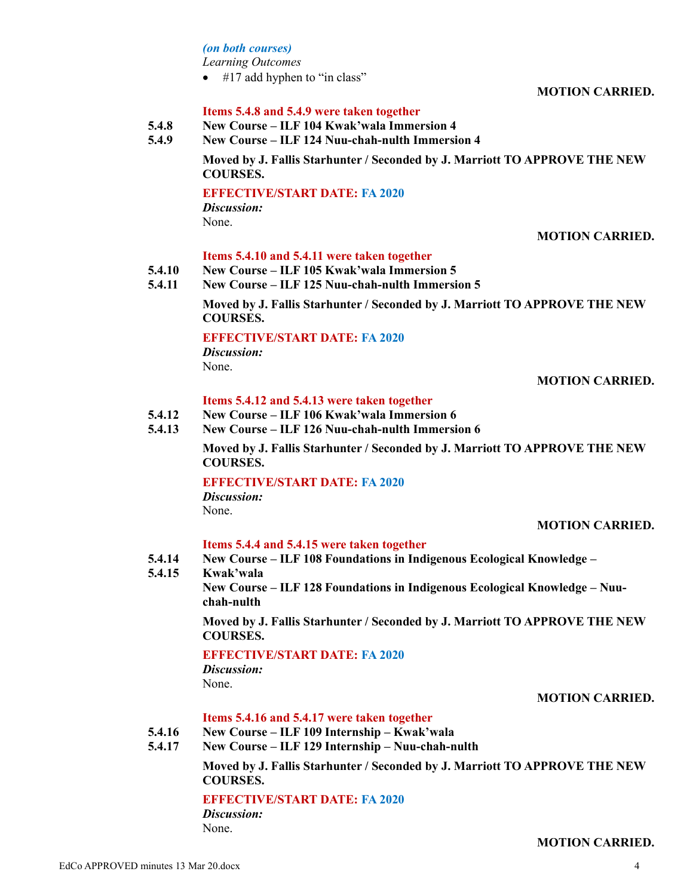***(on both courses)***

*Learning Outcomes*

- #17 add hyphen to "in class"

**MOTION CARRIED.**

**Items 5.4.8 and 5.4.9 were taken together**

**5.4.8 New Course – ILF 104 Kwak'wala Immersion 4**

**5.4.9 New Course – ILF 124 Nuu-chah-nulth Immersion 4**

**Moved by J. Fallis Starhunter / Seconded by J. Marriott TO APPROVE THE NEW COURSES.**

**EFFECTIVE/START DATE: FA 2020**

***Discussion:***

None.

**MOTION CARRIED.**

**Items 5.4.10 and 5.4.11 were taken together**

**5.4.10 New Course – ILF 105 Kwak'wala Immersion 5**

**5.4.11 New Course – ILF 125 Nuu-chah-nulth Immersion 5**

**Moved by J. Fallis Starhunter / Seconded by J. Marriott TO APPROVE THE NEW COURSES.**

**EFFECTIVE/START DATE: FA 2020**

***Discussion:***

None.

**MOTION CARRIED.**

**Items 5.4.12 and 5.4.13 were taken together**

**5.4.12 New Course – ILF 106 Kwak'wala Immersion 6**

**5.4.13 New Course – ILF 126 Nuu-chah-nulth Immersion 6**

**Moved by J. Fallis Starhunter / Seconded by J. Marriott TO APPROVE THE NEW COURSES.**

**EFFECTIVE/START DATE: FA 2020**

***Discussion:***

None.

**MOTION CARRIED.**

**Items 5.4.4 and 5.4.15 were taken together**

**5.4.14 New Course – ILF 108 Foundations in Indigenous Ecological Knowledge – Kwak'wala**

**5.4.15 New Course – ILF 128 Foundations in Indigenous Ecological Knowledge – Nuu-chah-nulth**

**Moved by J. Fallis Starhunter / Seconded by J. Marriott TO APPROVE THE NEW COURSES.**

**EFFECTIVE/START DATE: FA 2020**

***Discussion:***

None.

**MOTION CARRIED.**

**Items 5.4.16 and 5.4.17 were taken together**

**5.4.16 New Course – ILF 109 Internship – Kwak'wala**

**5.4.17 New Course – ILF 129 Internship – Nuu-chah-nulth**

**Moved by J. Fallis Starhunter / Seconded by J. Marriott TO APPROVE THE NEW COURSES.**

**EFFECTIVE/START DATE: FA 2020**

***Discussion:***

None.

**MOTION CARRIED.**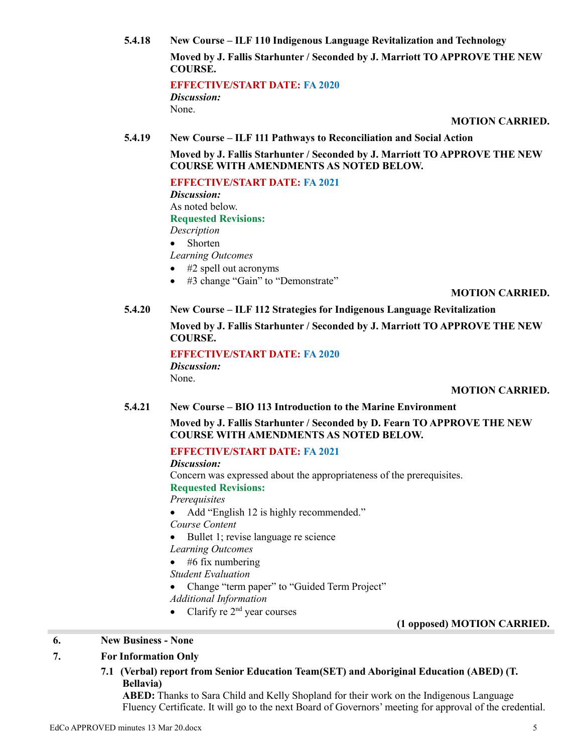**5.4.18 New Course – ILF 110 Indigenous Language Revitalization and Technology**

**Moved by J. Fallis Starhunter / Seconded by J. Marriott TO APPROVE THE NEW COURSE.**

**EFFECTIVE/START DATE: FA 2020**

***Discussion:***
None.

**MOTION CARRIED.**

**5.4.19 New Course – ILF 111 Pathways to Reconciliation and Social Action**

**Moved by J. Fallis Starhunter / Seconded by J. Marriott TO APPROVE THE NEW COURSE WITH AMENDMENTS AS NOTED BELOW.**

**EFFECTIVE/START DATE: FA 2021**

***Discussion:***
As noted below.

**Requested Revisions:**

*Description*

- Shorten

*Learning Outcomes*

- #2 spell out acronyms
- #3 change “Gain” to “Demonstrate”

**MOTION CARRIED.**

**5.4.20 New Course – ILF 112 Strategies for Indigenous Language Revitalization**

**Moved by J. Fallis Starhunter / Seconded by J. Marriott TO APPROVE THE NEW COURSE.**

**EFFECTIVE/START DATE: FA 2020**

***Discussion:***
None.

**MOTION CARRIED.**

**5.4.21 New Course – BIO 113 Introduction to the Marine Environment**

**Moved by J. Fallis Starhunter / Seconded by D. Fearn TO APPROVE THE NEW COURSE WITH AMENDMENTS AS NOTED BELOW.**

**EFFECTIVE/START DATE: FA 2021**

***Discussion:***
Concern was expressed about the appropriateness of the prerequisites.

**Requested Revisions:**

*Prerequisites*

- Add “English 12 is highly recommended.”

*Course Content*

- Bullet 1; revise language re science

*Learning Outcomes*

- #6 fix numbering

*Student Evaluation*

- Change “term paper” to “Guided Term Project”

*Additional Information*

- Clarify re 2nd year courses

**(1 opposed) MOTION CARRIED.**

## 6. New Business - None

## 7. For Information Only

**7.1 (Verbal) report from Senior Education Team(SET) and Aboriginal Education (ABED) (T. Bellavia)**

**ABED:** Thanks to Sara Child and Kelly Shopland for their work on the Indigenous Language Fluency Certificate. It will go to the next Board of Governors’ meeting for approval of the credential.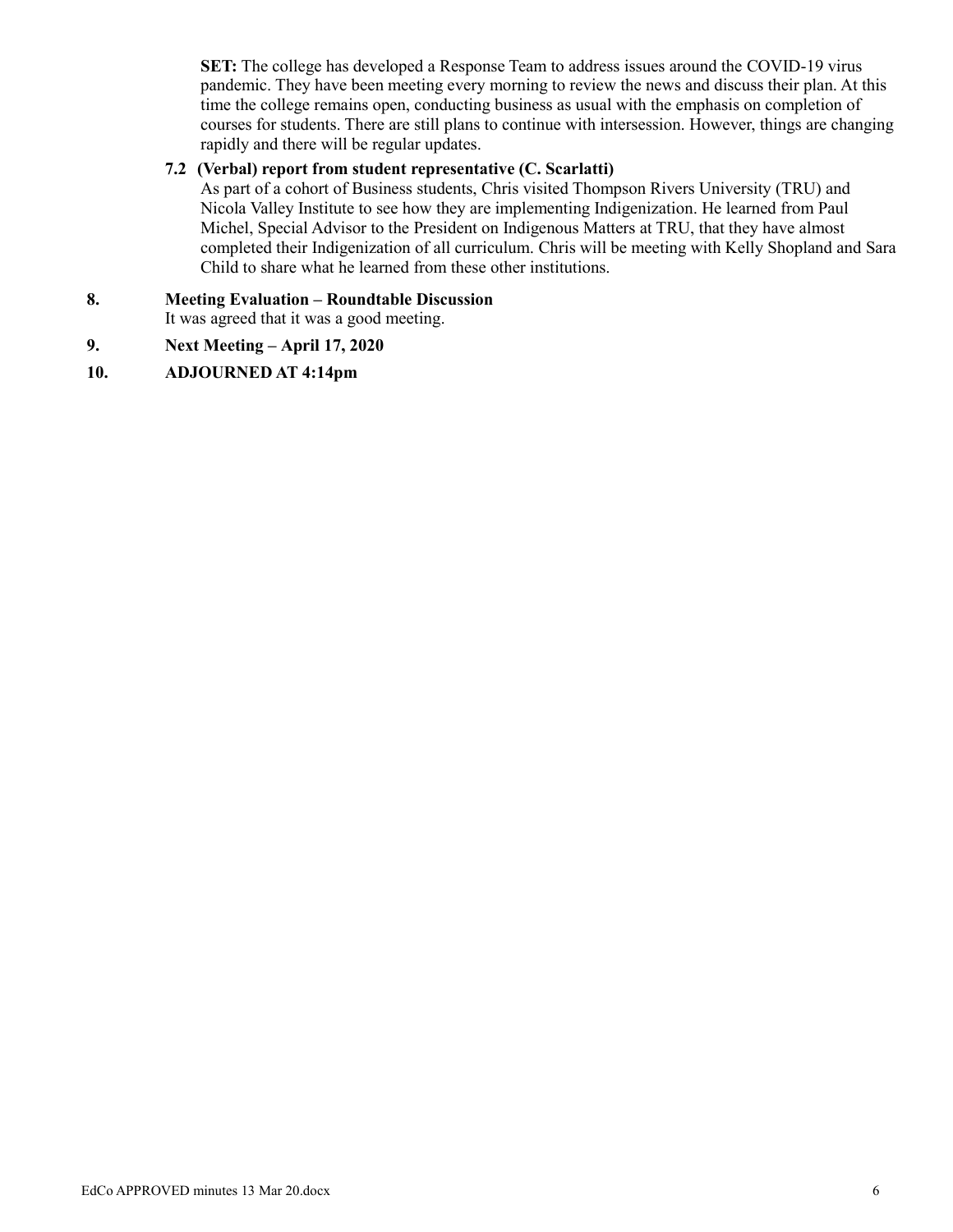**SET:** The college has developed a Response Team to address issues around the COVID-19 virus pandemic. They have been meeting every morning to review the news and discuss their plan. At this time the college remains open, conducting business as usual with the emphasis on completion of courses for students. There are still plans to continue with intersession. However, things are changing rapidly and there will be regular updates.

**7.2 (Verbal) report from student representative (C. Scarlatti)**

As part of a cohort of Business students, Chris visited Thompson Rivers University (TRU) and Nicola Valley Institute to see how they are implementing Indigenization. He learned from Paul Michel, Special Advisor to the President on Indigenous Matters at TRU, that they have almost completed their Indigenization of all curriculum. Chris will be meeting with Kelly Shopland and Sara Child to share what he learned from these other institutions.

**8. Meeting Evaluation – Roundtable Discussion**

It was agreed that it was a good meeting.

**9. Next Meeting – April 17, 2020**

**10. ADJOURNED AT 4:14pm**